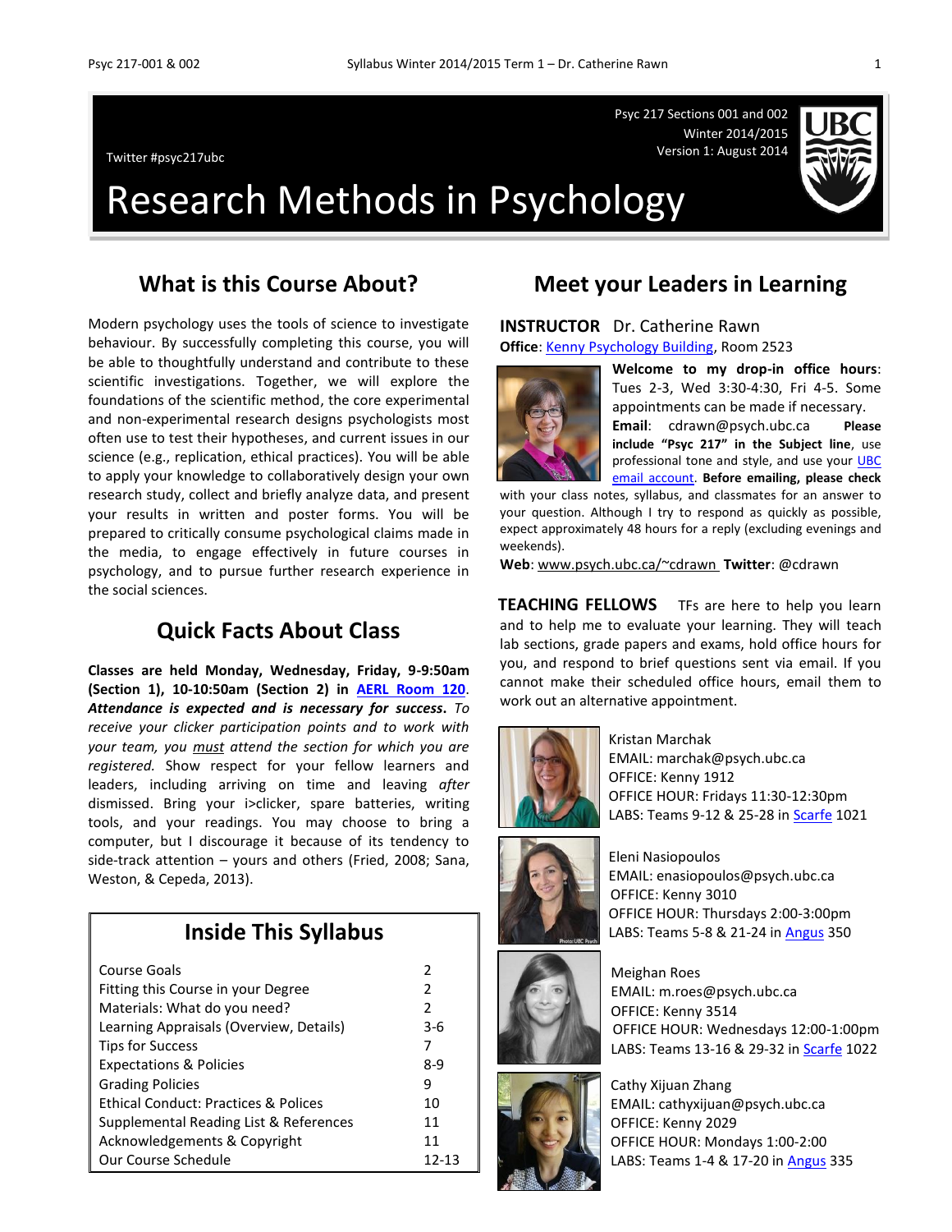Twitter #psyc217ubc

Psyc 217 Sections 001 and 002
Winter 2014/2015
Version 1: August 2014

# Research Methods in Psychology

## What is this Course About?

Modern psychology uses the tools of science to investigate behaviour. By successfully completing this course, you will be able to thoughtfully understand and contribute to these scientific investigations. Together, we will explore the foundations of the scientific method, the core experimental and non-experimental research designs psychologists most often use to test their hypotheses, and current issues in our science (e.g., replication, ethical practices). You will be able to apply your knowledge to collaboratively design your own research study, collect and briefly analyze data, and present your results in written and poster forms. You will be prepared to critically consume psychological claims made in the media, to engage effectively in future courses in psychology, and to pursue further research experience in the social sciences.

## Quick Facts About Class

**Classes are held Monday, Wednesday, Friday, 9-9:50am (Section 1), 10-10:50am (Section 2) in AERL Room 120.** ***Attendance is expected and is necessary for success.*** *To receive your clicker participation points and to work with your team, you must attend the section for which you are registered.* Show respect for your fellow learners and leaders, including arriving on time and leaving *after* dismissed. Bring your i>clicker, spare batteries, writing tools, and your readings. You may choose to bring a computer, but I discourage it because of its tendency to side-track attention – yours and others (Fried, 2008; Sana, Weston, & Cepeda, 2013).

## Inside This Syllabus

| | |
|---|---|
| Course Goals | 2 |
| Fitting this Course in your Degree | 2 |
| Materials: What do you need? | 2 |
| Learning Appraisals (Overview, Details) | 3-6 |
| Tips for Success | 7 |
| Expectations & Policies | 8-9 |
| Grading Policies | 9 |
| Ethical Conduct: Practices & Polices | 10 |
| Supplemental Reading List & References | 11 |
| Acknowledgements & Copyright | 11 |
| Our Course Schedule | 12-13 |

## Meet your Leaders in Learning

**INSTRUCTOR** Dr. Catherine Rawn
**Office**: Kenny Psychology Building, Room 2523

**Welcome to my drop-in office hours**: Tues 2-3, Wed 3:30-4:30, Fri 4-5. Some appointments can be made if necessary.

**Email**: cdrawn@psych.ubc.ca **Please include "Psyc 217" in the Subject line**, use professional tone and style, and use your UBC email account. **Before emailing, please check** with your class notes, syllabus, and classmates for an answer to your question. Although I try to respond as quickly as possible, expect approximately 48 hours for a reply (excluding evenings and weekends).

**Web**: www.psych.ubc.ca/~cdrawn **Twitter**: @cdrawn

**TEACHING FELLOWS** TFs are here to help you learn and to help me to evaluate your learning. They will teach lab sections, grade papers and exams, hold office hours for you, and respond to brief questions sent via email. If you cannot make their scheduled office hours, email them to work out an alternative appointment.

Kristan Marchak
EMAIL: marchak@psych.ubc.ca
OFFICE: Kenny 1912
OFFICE HOUR: Fridays 11:30-12:30pm
LABS: Teams 9-12 & 25-28 in Scarfe 1021

Eleni Nasiopoulos
EMAIL: enasiopoulos@psych.ubc.ca
OFFICE: Kenny 3010
OFFICE HOUR: Thursdays 2:00-3:00pm
LABS: Teams 5-8 & 21-24 in Angus 350

Meighan Roes
EMAIL: m.roes@psych.ubc.ca
OFFICE: Kenny 3514
OFFICE HOUR: Wednesdays 12:00-1:00pm
LABS: Teams 13-16 & 29-32 in Scarfe 1022

Cathy Xijuan Zhang
EMAIL: cathyxijuan@psych.ubc.ca
OFFICE: Kenny 2029
OFFICE HOUR: Mondays 1:00-2:00
LABS: Teams 1-4 & 17-20 in Angus 335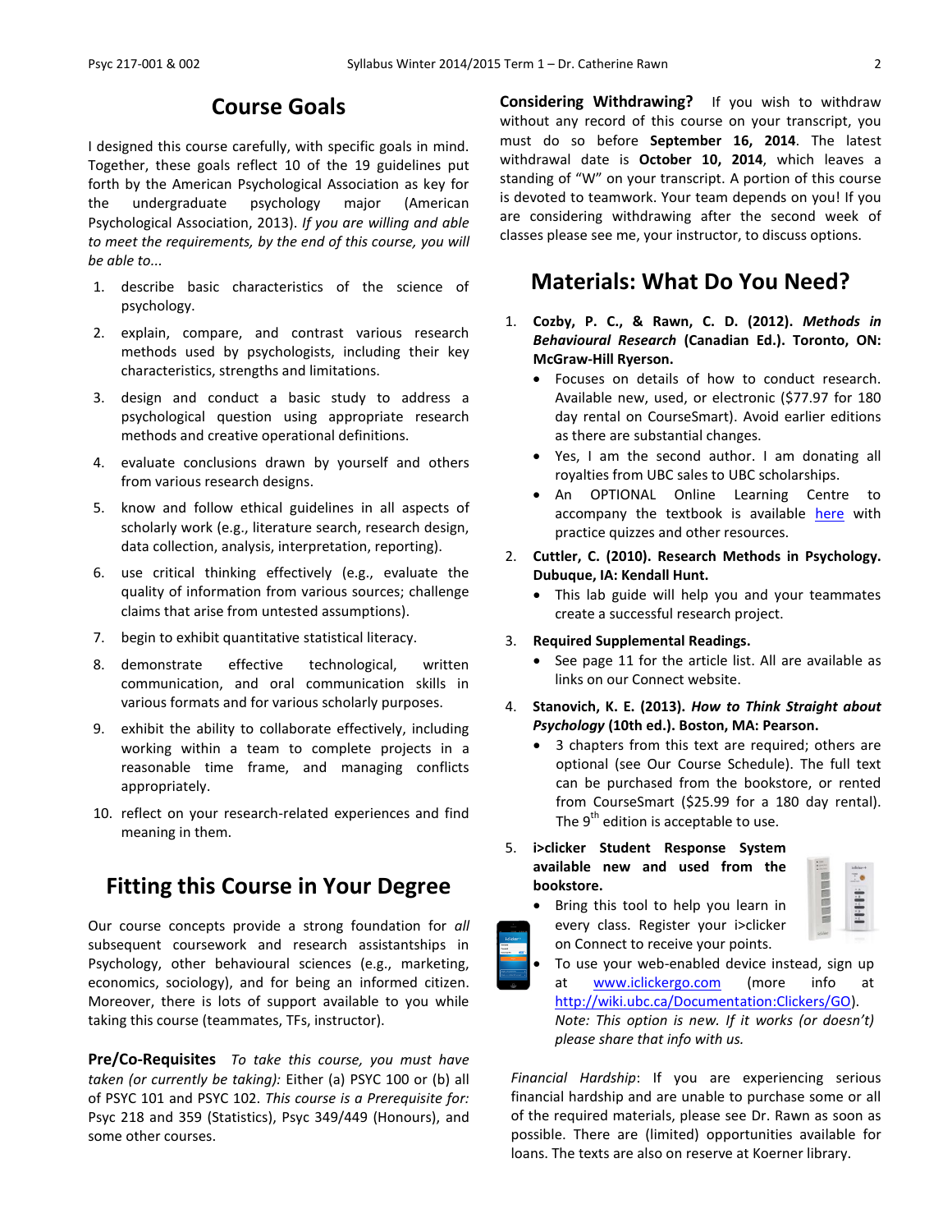## Course Goals

I designed this course carefully, with specific goals in mind. Together, these goals reflect 10 of the 19 guidelines put forth by the American Psychological Association as key for the undergraduate psychology major (American Psychological Association, 2013). *If you are willing and able to meet the requirements, by the end of this course, you will be able to...*

1. describe basic characteristics of the science of psychology.
2. explain, compare, and contrast various research methods used by psychologists, including their key characteristics, strengths and limitations.
3. design and conduct a basic study to address a psychological question using appropriate research methods and creative operational definitions.
4. evaluate conclusions drawn by yourself and others from various research designs.
5. know and follow ethical guidelines in all aspects of scholarly work (e.g., literature search, research design, data collection, analysis, interpretation, reporting).
6. use critical thinking effectively (e.g., evaluate the quality of information from various sources; challenge claims that arise from untested assumptions).
7. begin to exhibit quantitative statistical literacy.
8. demonstrate effective technological, written communication, and oral communication skills in various formats and for various scholarly purposes.
9. exhibit the ability to collaborate effectively, including working within a team to complete projects in a reasonable time frame, and managing conflicts appropriately.
10. reflect on your research-related experiences and find meaning in them.

## Fitting this Course in Your Degree

Our course concepts provide a strong foundation for *all* subsequent coursework and research assistantships in Psychology, other behavioural sciences (e.g., marketing, economics, sociology), and for being an informed citizen. Moreover, there is lots of support available to you while taking this course (teammates, TFs, instructor).

**Pre/Co-Requisites** *To take this course, you must have taken (or currently be taking):* Either (a) PSYC 100 or (b) all of PSYC 101 and PSYC 102. *This course is a Prerequisite for:* Psyc 218 and 359 (Statistics), Psyc 349/449 (Honours), and some other courses.

**Considering Withdrawing?** If you wish to withdraw without any record of this course on your transcript, you must do so before **September 16, 2014**. The latest withdrawal date is **October 10, 2014**, which leaves a standing of "W" on your transcript. A portion of this course is devoted to teamwork. Your team depends on you! If you are considering withdrawing after the second week of classes please see me, your instructor, to discuss options.

## Materials: What Do You Need?

1. **Cozby, P. C., & Rawn, C. D. (2012). *Methods in Behavioural Research* (Canadian Ed.). Toronto, ON: McGraw-Hill Ryerson.**
   - Focuses on details of how to conduct research. Available new, used, or electronic ($77.97 for 180 day rental on CourseSmart). Avoid earlier editions as there are substantial changes.
   - Yes, I am the second author. I am donating all royalties from UBC sales to UBC scholarships.
   - An OPTIONAL Online Learning Centre to accompany the textbook is available here with practice quizzes and other resources.
2. **Cuttler, C. (2010). Research Methods in Psychology. Dubuque, IA: Kendall Hunt.**
   - This lab guide will help you and your teammates create a successful research project.
3. **Required Supplemental Readings.**
   - See page 11 for the article list. All are available as links on our Connect website.
4. **Stanovich, K. E. (2013). *How to Think Straight about Psychology* (10th ed.). Boston, MA: Pearson.**
   - 3 chapters from this text are required; others are optional (see Our Course Schedule). The full text can be purchased from the bookstore, or rented from CourseSmart ($25.99 for a 180 day rental). The 9th edition is acceptable to use.
5. **i>clicker Student Response System available new and used from the bookstore.**
   - Bring this tool to help you learn in every class. Register your i>clicker on Connect to receive your points.
   - To use your web-enabled device instead, sign up at www.iclickergo.com (more info at http://wiki.ubc.ca/Documentation:Clickers/GO). *Note: This option is new. If it works (or doesn't) please share that info with us.*

*Financial Hardship*: If you are experiencing serious financial hardship and are unable to purchase some or all of the required materials, please see Dr. Rawn as soon as possible. There are (limited) opportunities available for loans. The texts are also on reserve at Koerner library.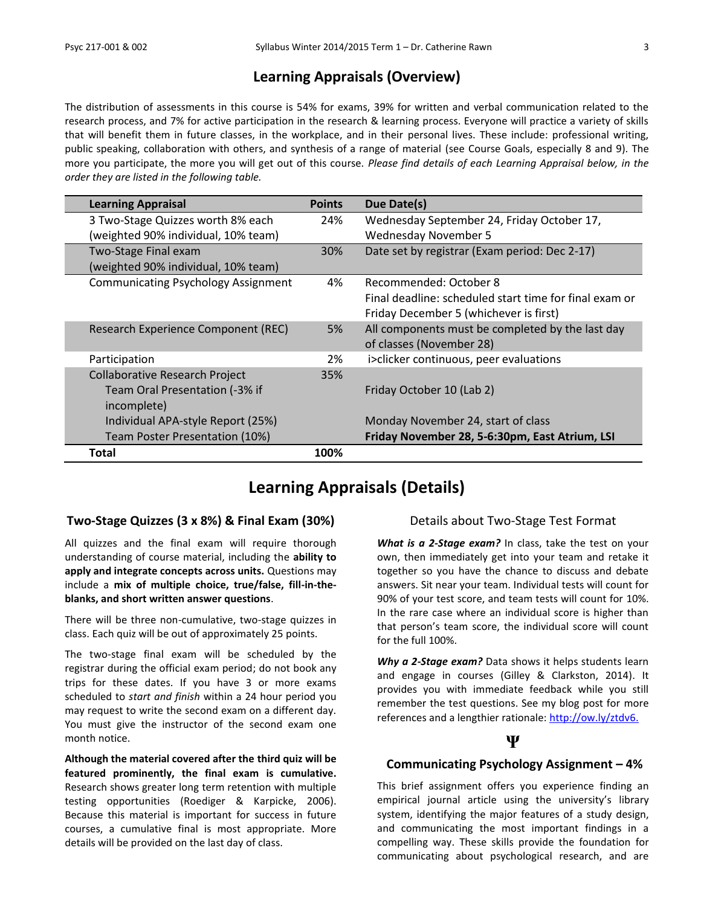## Learning Appraisals (Overview)

The distribution of assessments in this course is 54% for exams, 39% for written and verbal communication related to the research process, and 7% for active participation in the research & learning process. Everyone will practice a variety of skills that will benefit them in future classes, in the workplace, and in their personal lives. These include: professional writing, public speaking, collaboration with others, and synthesis of a range of material (see Course Goals, especially 8 and 9). The more you participate, the more you will get out of this course. *Please find details of each Learning Appraisal below, in the order they are listed in the following table.*

| Learning Appraisal | Points | Due Date(s) |
|---|---|---|
| 3 Two-Stage Quizzes worth 8% each (weighted 90% individual, 10% team) | 24% | Wednesday September 24, Friday October 17, Wednesday November 5 |
| Two-Stage Final exam (weighted 90% individual, 10% team) | 30% | Date set by registrar (Exam period: Dec 2-17) |
| Communicating Psychology Assignment | 4% | Recommended: October 8<br>Final deadline: scheduled start time for final exam or Friday December 5 (whichever is first) |
| Research Experience Component (REC) | 5% | All components must be completed by the last day of classes (November 28) |
| Participation | 2% | i>clicker continuous, peer evaluations |
| Collaborative Research Project | 35% | |
| Team Oral Presentation (-3% if incomplete) | | Friday October 10 (Lab 2) |
| Individual APA-style Report (25%) | | Monday November 24, start of class |
| Team Poster Presentation (10%) | | **Friday November 28, 5-6:30pm, East Atrium, LSI** |
| **Total** | **100%** | |

## Learning Appraisals (Details)

### Two-Stage Quizzes (3 x 8%) & Final Exam (30%)

All quizzes and the final exam will require thorough understanding of course material, including the **ability to apply and integrate concepts across units.** Questions may include a **mix of multiple choice, true/false, fill-in-the-blanks, and short written answer questions**.

There will be three non-cumulative, two-stage quizzes in class. Each quiz will be out of approximately 25 points.

The two-stage final exam will be scheduled by the registrar during the official exam period; do not book any trips for these dates. If you have 3 or more exams scheduled to *start and finish* within a 24 hour period you may request to write the second exam on a different day. You must give the instructor of the second exam one month notice.

**Although the material covered after the third quiz will be featured prominently, the final exam is cumulative.** Research shows greater long term retention with multiple testing opportunities (Roediger & Karpicke, 2006). Because this material is important for success in future courses, a cumulative final is most appropriate. More details will be provided on the last day of class.

#### Details about Two-Stage Test Format

***What is a 2-Stage exam?*** In class, take the test on your own, then immediately get into your team and retake it together so you have the chance to discuss and debate answers. Sit near your team. Individual tests will count for 90% of your test score, and team tests will count for 10%. In the rare case where an individual score is higher than that person's team score, the individual score will count for the full 100%.

***Why a 2-Stage exam?*** Data shows it helps students learn and engage in courses (Gilley & Clarkston, 2014). It provides you with immediate feedback while you still remember the test questions. See my blog post for more references and a lengthier rationale: http://ow.ly/ztdv6.

**Ψ**

### Communicating Psychology Assignment – 4%

This brief assignment offers you experience finding an empirical journal article using the university's library system, identifying the major features of a study design, and communicating the most important findings in a compelling way. These skills provide the foundation for communicating about psychological research, and are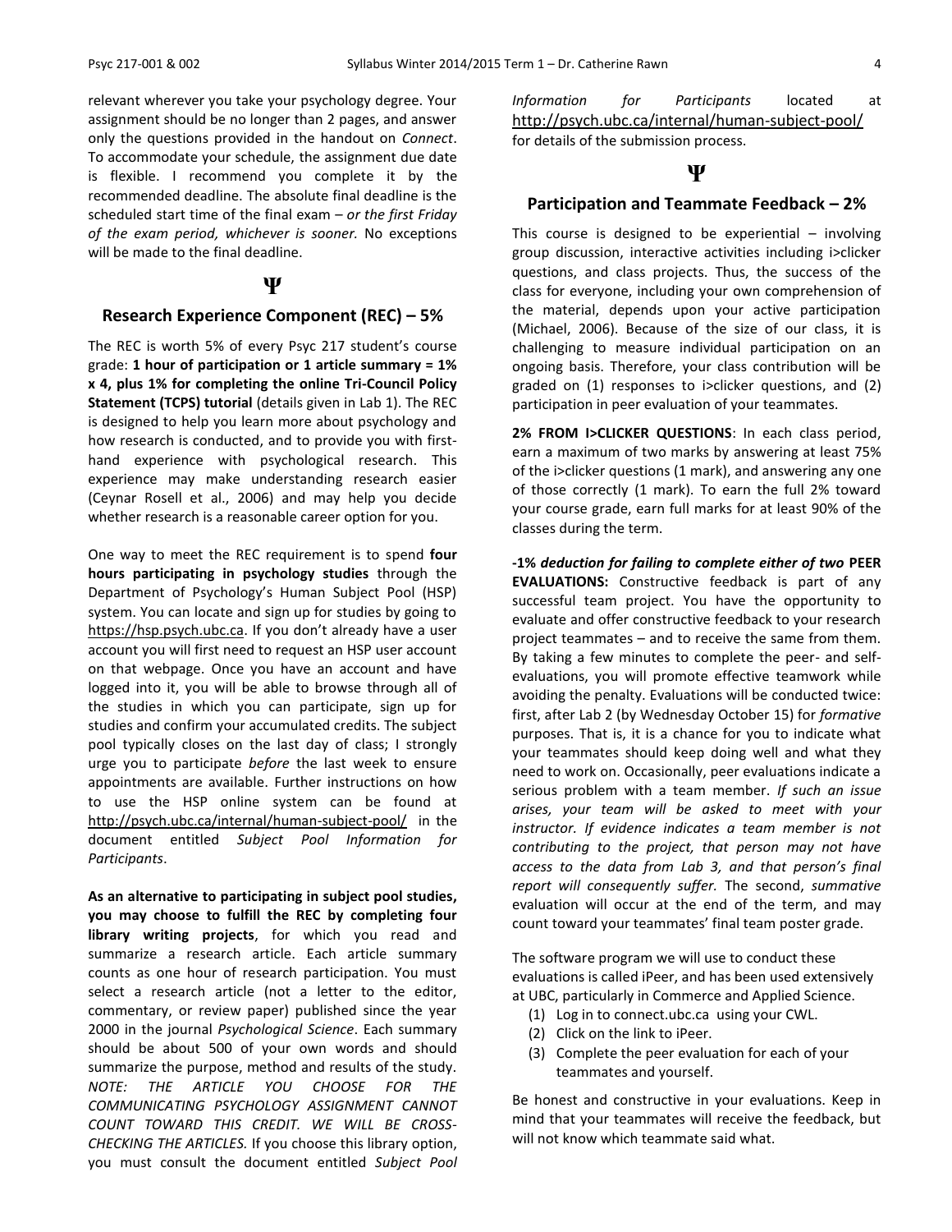relevant wherever you take your psychology degree. Your assignment should be no longer than 2 pages, and answer only the questions provided in the handout on *Connect*. To accommodate your schedule, the assignment due date is flexible. I recommend you complete it by the recommended deadline. The absolute final deadline is the scheduled start time of the final exam – *or the first Friday of the exam period, whichever is sooner.* No exceptions will be made to the final deadline.

**Ψ**

## Research Experience Component (REC) – 5%

The REC is worth 5% of every Psyc 217 student's course grade: **1 hour of participation or 1 article summary = 1% x 4, plus 1% for completing the online Tri-Council Policy Statement (TCPS) tutorial** (details given in Lab 1). The REC is designed to help you learn more about psychology and how research is conducted, and to provide you with first-hand experience with psychological research. This experience may make understanding research easier (Ceynar Rosell et al., 2006) and may help you decide whether research is a reasonable career option for you.

One way to meet the REC requirement is to spend **four hours participating in psychology studies** through the Department of Psychology's Human Subject Pool (HSP) system. You can locate and sign up for studies by going to https://hsp.psych.ubc.ca. If you don't already have a user account you will first need to request an HSP user account on that webpage. Once you have an account and have logged into it, you will be able to browse through all of the studies in which you can participate, sign up for studies and confirm your accumulated credits. The subject pool typically closes on the last day of class; I strongly urge you to participate *before* the last week to ensure appointments are available. Further instructions on how to use the HSP online system can be found at http://psych.ubc.ca/internal/human-subject-pool/ in the document entitled *Subject Pool Information for Participants*.

**As an alternative to participating in subject pool studies, you may choose to fulfill the REC by completing four library writing projects**, for which you read and summarize a research article. Each article summary counts as one hour of research participation. You must select a research article (not a letter to the editor, commentary, or review paper) published since the year 2000 in the journal *Psychological Science*. Each summary should be about 500 of your own words and should summarize the purpose, method and results of the study. *NOTE: THE ARTICLE YOU CHOOSE FOR THE COMMUNICATING PSYCHOLOGY ASSIGNMENT CANNOT COUNT TOWARD THIS CREDIT. WE WILL BE CROSS-CHECKING THE ARTICLES.* If you choose this library option, you must consult the document entitled *Subject Pool Information for Participants* located at http://psych.ubc.ca/internal/human-subject-pool/ for details of the submission process.

**Ψ**

## Participation and Teammate Feedback – 2%

This course is designed to be experiential – involving group discussion, interactive activities including i>clicker questions, and class projects. Thus, the success of the class for everyone, including your own comprehension of the material, depends upon your active participation (Michael, 2006). Because of the size of our class, it is challenging to measure individual participation on an ongoing basis. Therefore, your class contribution will be graded on (1) responses to i>clicker questions, and (2) participation in peer evaluation of your teammates.

**2% FROM I>CLICKER QUESTIONS**: In each class period, earn a maximum of two marks by answering at least 75% of the i>clicker questions (1 mark), and answering any one of those correctly (1 mark). To earn the full 2% toward your course grade, earn full marks for at least 90% of the classes during the term.

***-1% deduction for failing to complete either of two* PEER EVALUATIONS:** Constructive feedback is part of any successful team project. You have the opportunity to evaluate and offer constructive feedback to your research project teammates – and to receive the same from them. By taking a few minutes to complete the peer- and self-evaluations, you will promote effective teamwork while avoiding the penalty. Evaluations will be conducted twice: first, after Lab 2 (by Wednesday October 15) for *formative* purposes. That is, it is a chance for you to indicate what your teammates should keep doing well and what they need to work on. Occasionally, peer evaluations indicate a serious problem with a team member. *If such an issue arises, your team will be asked to meet with your instructor. If evidence indicates a team member is not contributing to the project, that person may not have access to the data from Lab 3, and that person's final report will consequently suffer.* The second, *summative* evaluation will occur at the end of the term, and may count toward your teammates' final team poster grade.

The software program we will use to conduct these evaluations is called iPeer, and has been used extensively at UBC, particularly in Commerce and Applied Science.

1. Log in to connect.ubc.ca using your CWL.
2. Click on the link to iPeer.
3. Complete the peer evaluation for each of your teammates and yourself.

Be honest and constructive in your evaluations. Keep in mind that your teammates will receive the feedback, but will not know which teammate said what.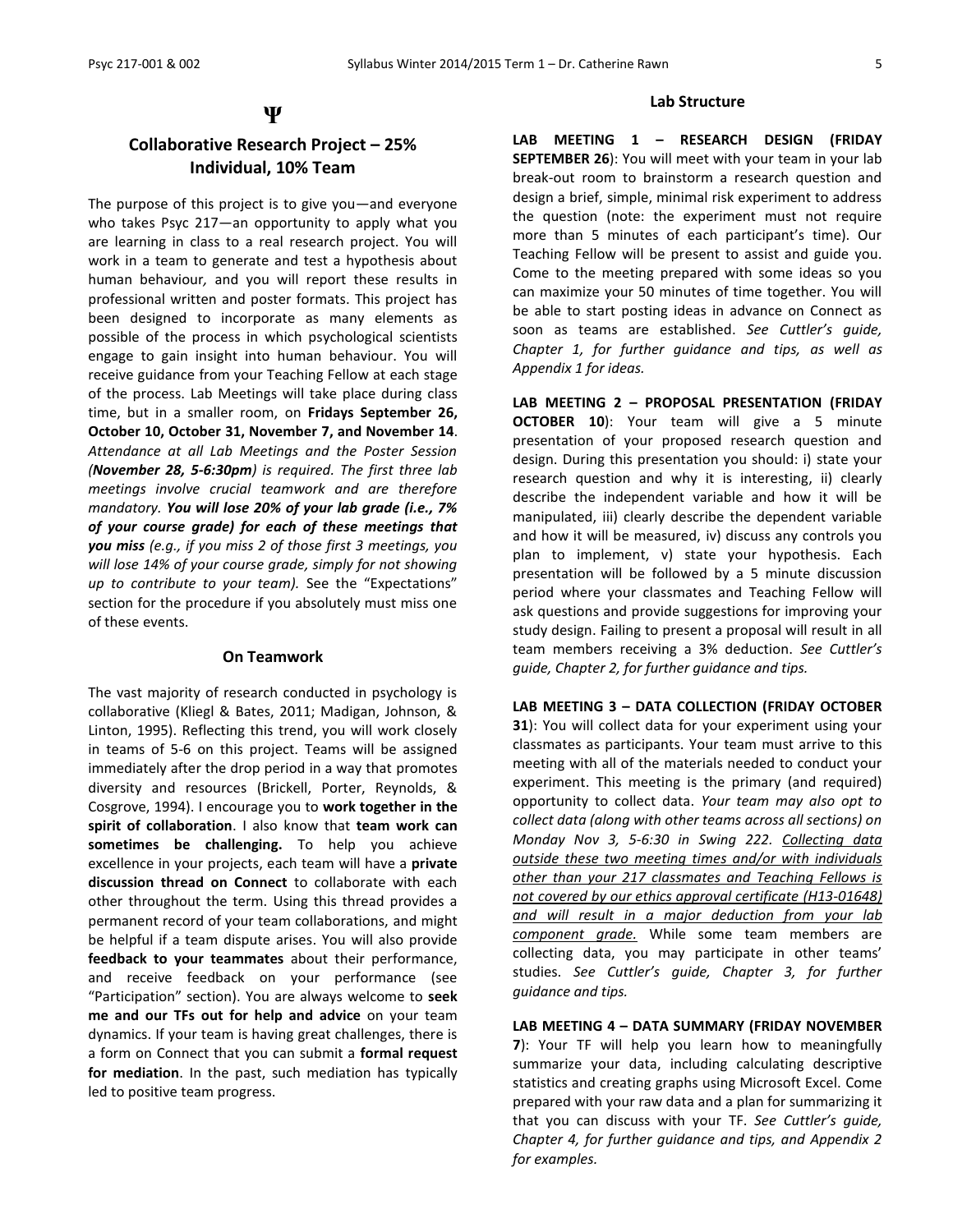Ψ

## Collaborative Research Project – 25% Individual, 10% Team

The purpose of this project is to give you—and everyone who takes Psyc 217—an opportunity to apply what you are learning in class to a real research project. You will work in a team to generate and test a hypothesis about human behaviour, and you will report these results in professional written and poster formats. This project has been designed to incorporate as many elements as possible of the process in which psychological scientists engage to gain insight into human behaviour. You will receive guidance from your Teaching Fellow at each stage of the process. Lab Meetings will take place during class time, but in a smaller room, on **Fridays September 26, October 10, October 31, November 7, and November 14**. *Attendance at all Lab Meetings and the Poster Session (**November 28, 5-6:30pm**) is required. The first three lab meetings involve crucial teamwork and are therefore mandatory.* ***You will lose 20% of your lab grade (i.e., 7% of your course grade) for each of these meetings that you miss*** *(e.g., if you miss 2 of those first 3 meetings, you will lose 14% of your course grade, simply for not showing up to contribute to your team).* See the "Expectations" section for the procedure if you absolutely must miss one of these events.

### On Teamwork

The vast majority of research conducted in psychology is collaborative (Kliegl & Bates, 2011; Madigan, Johnson, & Linton, 1995). Reflecting this trend, you will work closely in teams of 5-6 on this project. Teams will be assigned immediately after the drop period in a way that promotes diversity and resources (Brickell, Porter, Reynolds, & Cosgrove, 1994). I encourage you to **work together in the spirit of collaboration**. I also know that **team work can sometimes be challenging.** To help you achieve excellence in your projects, each team will have a **private discussion thread on Connect** to collaborate with each other throughout the term. Using this thread provides a permanent record of your team collaborations, and might be helpful if a team dispute arises. You will also provide **feedback to your teammates** about their performance, and receive feedback on your performance (see "Participation" section). You are always welcome to **seek me and our TFs out for help and advice** on your team dynamics. If your team is having great challenges, there is a form on Connect that you can submit a **formal request for mediation**. In the past, such mediation has typically led to positive team progress.

### Lab Structure

**LAB MEETING 1 – RESEARCH DESIGN (FRIDAY SEPTEMBER 26)**: You will meet with your team in your lab break-out room to brainstorm a research question and design a brief, simple, minimal risk experiment to address the question (note: the experiment must not require more than 5 minutes of each participant's time). Our Teaching Fellow will be present to assist and guide you. Come to the meeting prepared with some ideas so you can maximize your 50 minutes of time together. You will be able to start posting ideas in advance on Connect as soon as teams are established. *See Cuttler's guide, Chapter 1, for further guidance and tips, as well as Appendix 1 for ideas.*

**LAB MEETING 2 – PROPOSAL PRESENTATION (FRIDAY OCTOBER 10)**: Your team will give a 5 minute presentation of your proposed research question and design. During this presentation you should: i) state your research question and why it is interesting, ii) clearly describe the independent variable and how it will be manipulated, iii) clearly describe the dependent variable and how it will be measured, iv) discuss any controls you plan to implement, v) state your hypothesis. Each presentation will be followed by a 5 minute discussion period where your classmates and Teaching Fellow will ask questions and provide suggestions for improving your study design. Failing to present a proposal will result in all team members receiving a 3% deduction. *See Cuttler's guide, Chapter 2, for further guidance and tips.*

**LAB MEETING 3 – DATA COLLECTION (FRIDAY OCTOBER 31)**: You will collect data for your experiment using your classmates as participants. Your team must arrive to this meeting with all of the materials needed to conduct your experiment. This meeting is the primary (and required) opportunity to collect data. *Your team may also opt to collect data (along with other teams across all sections) on Monday Nov 3, 5-6:30 in Swing 222. <u>Collecting data outside these two meeting times and/or with individuals other than your 217 classmates and Teaching Fellows is not covered by our ethics approval certificate (H13-01648) and will result in a major deduction from your lab component grade.</u>* While some team members are collecting data, you may participate in other teams' studies. *See Cuttler's guide, Chapter 3, for further guidance and tips.*

**LAB MEETING 4 – DATA SUMMARY (FRIDAY NOVEMBER 7)**: Your TF will help you learn how to meaningfully summarize your data, including calculating descriptive statistics and creating graphs using Microsoft Excel. Come prepared with your raw data and a plan for summarizing it that you can discuss with your TF. *See Cuttler's guide, Chapter 4, for further guidance and tips, and Appendix 2 for examples.*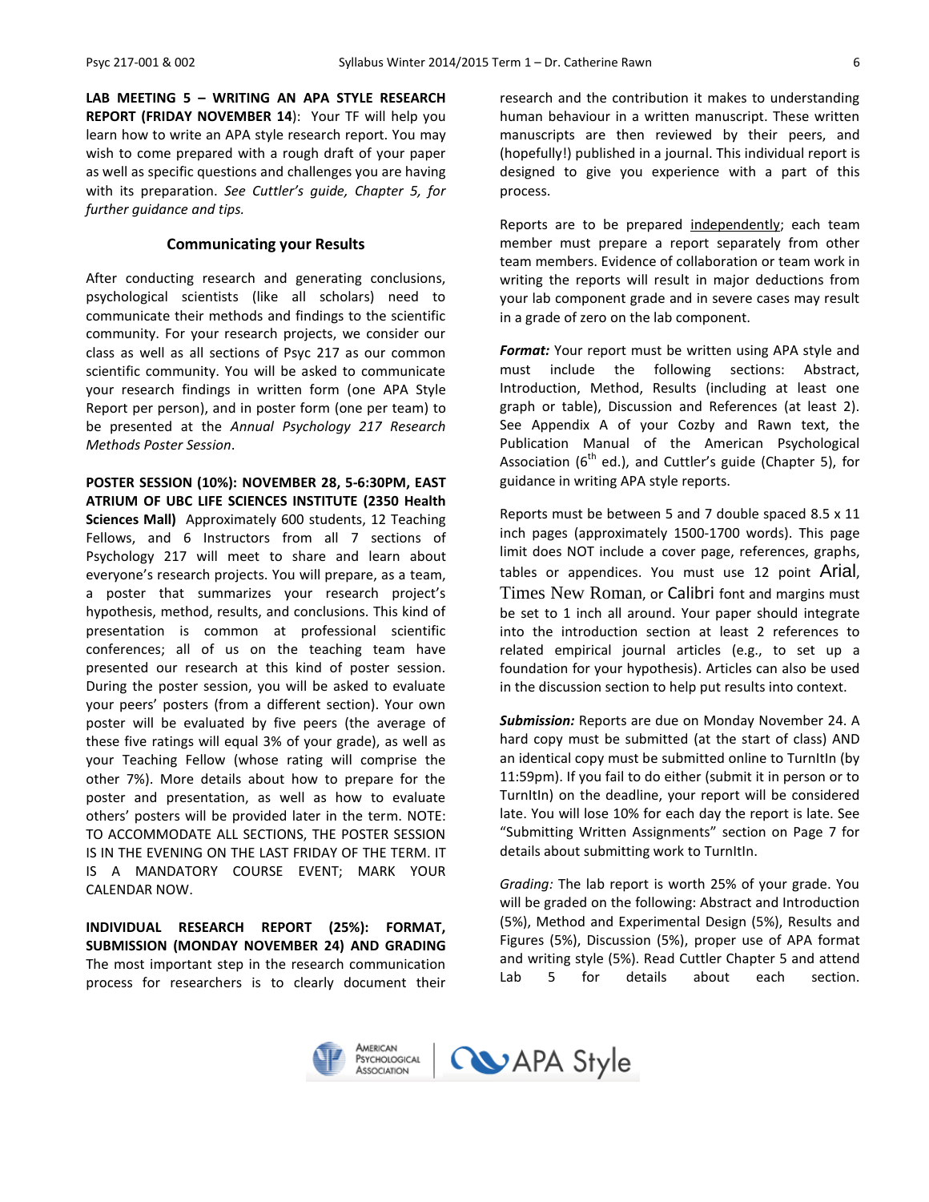**LAB MEETING 5 – WRITING AN APA STYLE RESEARCH REPORT (FRIDAY NOVEMBER 14)**: Your TF will help you learn how to write an APA style research report. You may wish to come prepared with a rough draft of your paper as well as specific questions and challenges you are having with its preparation. *See Cuttler's guide, Chapter 5, for further guidance and tips.*

### Communicating your Results

After conducting research and generating conclusions, psychological scientists (like all scholars) need to communicate their methods and findings to the scientific community. For your research projects, we consider our class as well as all sections of Psyc 217 as our common scientific community. You will be asked to communicate your research findings in written form (one APA Style Report per person), and in poster form (one per team) to be presented at the *Annual Psychology 217 Research Methods Poster Session*.

**POSTER SESSION (10%): NOVEMBER 28, 5-6:30PM, EAST ATRIUM OF UBC LIFE SCIENCES INSTITUTE (2350 Health Sciences Mall)** Approximately 600 students, 12 Teaching Fellows, and 6 Instructors from all 7 sections of Psychology 217 will meet to share and learn about everyone's research projects. You will prepare, as a team, a poster that summarizes your research project's hypothesis, method, results, and conclusions. This kind of presentation is common at professional scientific conferences; all of us on the teaching team have presented our research at this kind of poster session. During the poster session, you will be asked to evaluate your peers' posters (from a different section). Your own poster will be evaluated by five peers (the average of these five ratings will equal 3% of your grade), as well as your Teaching Fellow (whose rating will comprise the other 7%). More details about how to prepare for the poster and presentation, as well as how to evaluate others' posters will be provided later in the term. NOTE: TO ACCOMMODATE ALL SECTIONS, THE POSTER SESSION IS IN THE EVENING ON THE LAST FRIDAY OF THE TERM. IT IS A MANDATORY COURSE EVENT; MARK YOUR CALENDAR NOW.

**INDIVIDUAL RESEARCH REPORT (25%): FORMAT, SUBMISSION (MONDAY NOVEMBER 24) AND GRADING** The most important step in the research communication process for researchers is to clearly document their research and the contribution it makes to understanding human behaviour in a written manuscript. These written manuscripts are then reviewed by their peers, and (hopefully!) published in a journal. This individual report is designed to give you experience with a part of this process.

Reports are to be prepared independently; each team member must prepare a report separately from other team members. Evidence of collaboration or team work in writing the reports will result in major deductions from your lab component grade and in severe cases may result in a grade of zero on the lab component.

***Format:*** Your report must be written using APA style and must include the following sections: Abstract, Introduction, Method, Results (including at least one graph or table), Discussion and References (at least 2). See Appendix A of your Cozby and Rawn text, the Publication Manual of the American Psychological Association (6th ed.), and Cuttler's guide (Chapter 5), for guidance in writing APA style reports.

Reports must be between 5 and 7 double spaced 8.5 x 11 inch pages (approximately 1500-1700 words). This page limit does NOT include a cover page, references, graphs, tables or appendices. You must use 12 point Arial, Times New Roman, or Calibri font and margins must be set to 1 inch all around. Your paper should integrate into the introduction section at least 2 references to related empirical journal articles (e.g., to set up a foundation for your hypothesis). Articles can also be used in the discussion section to help put results into context.

***Submission:*** Reports are due on Monday November 24. A hard copy must be submitted (at the start of class) AND an identical copy must be submitted online to TurnItIn (by 11:59pm). If you fail to do either (submit it in person or to TurnItIn) on the deadline, your report will be considered late. You will lose 10% for each day the report is late. See "Submitting Written Assignments" section on Page 7 for details about submitting work to TurnItIn.

*Grading:* The lab report is worth 25% of your grade. You will be graded on the following: Abstract and Introduction (5%), Method and Experimental Design (5%), Results and Figures (5%), Discussion (5%), proper use of APA format and writing style (5%). Read Cuttler Chapter 5 and attend Lab 5 for details about each section.

AMERICAN PSYCHOLOGICAL ASSOCIATION | APA Style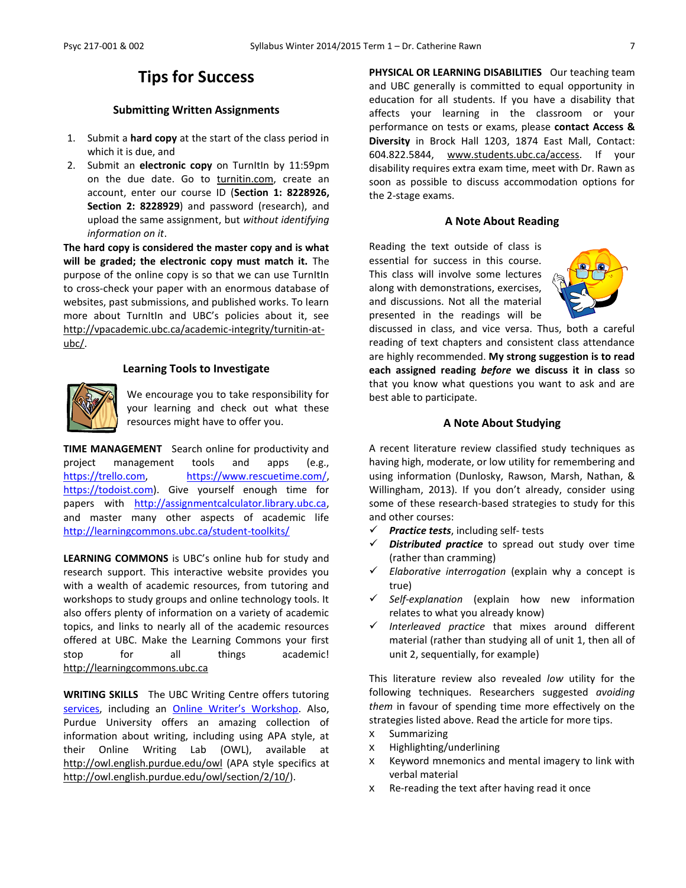# Tips for Success

### Submitting Written Assignments

1. Submit a **hard copy** at the start of the class period in which it is due, and
2. Submit an **electronic copy** on TurnItIn by 11:59pm on the due date. Go to turnitin.com, create an account, enter our course ID (**Section 1: 8228926, Section 2: 8228929**) and password (research), and upload the same assignment, but *without identifying information on it*.

**The hard copy is considered the master copy and is what will be graded; the electronic copy must match it.** The purpose of the online copy is so that we can use TurnItIn to cross-check your paper with an enormous database of websites, past submissions, and published works. To learn more about TurnItIn and UBC's policies about it, see http://vpacademic.ubc.ca/academic-integrity/turnitin-at-ubc/.

### Learning Tools to Investigate

We encourage you to take responsibility for your learning and check out what these resources might have to offer you.

**TIME MANAGEMENT** Search online for productivity and project management tools and apps (e.g., https://trello.com, https://www.rescuetime.com/, https://todoist.com). Give yourself enough time for papers with http://assignmentcalculator.library.ubc.ca, and master many other aspects of academic life http://learningcommons.ubc.ca/student-toolkits/

**LEARNING COMMONS** is UBC's online hub for study and research support. This interactive website provides you with a wealth of academic resources, from tutoring and workshops to study groups and online technology tools. It also offers plenty of information on a variety of academic topics, and links to nearly all of the academic resources offered at UBC. Make the Learning Commons your first stop for all things academic! http://learningcommons.ubc.ca

**WRITING SKILLS** The UBC Writing Centre offers tutoring services, including an Online Writer's Workshop. Also, Purdue University offers an amazing collection of information about writing, including using APA style, at their Online Writing Lab (OWL), available at http://owl.english.purdue.edu/owl (APA style specifics at http://owl.english.purdue.edu/owl/section/2/10/).

**PHYSICAL OR LEARNING DISABILITIES** Our teaching team and UBC generally is committed to equal opportunity in education for all students. If you have a disability that affects your learning in the classroom or your performance on tests or exams, please **contact Access & Diversity** in Brock Hall 1203, 1874 East Mall, Contact: 604.822.5844, www.students.ubc.ca/access. If your disability requires extra exam time, meet with Dr. Rawn as soon as possible to discuss accommodation options for the 2-stage exams.

### A Note About Reading

Reading the text outside of class is essential for success in this course. This class will involve some lectures along with demonstrations, exercises, and discussions. Not all the material presented in the readings will be discussed in class, and vice versa. Thus, both a careful reading of text chapters and consistent class attendance are highly recommended. **My strong suggestion is to read each assigned reading *before* we discuss it in class** so that you know what questions you want to ask and are best able to participate.

### A Note About Studying

A recent literature review classified study techniques as having high, moderate, or low utility for remembering and using information (Dunlosky, Rawson, Marsh, Nathan, & Willingham, 2013). If you don't already, consider using some of these research-based strategies to study for this and other courses:

- ✓ ***Practice tests***, including self- tests
- ✓ ***Distributed practice*** to spread out study over time (rather than cramming)
- ✓ *Elaborative interrogation* (explain why a concept is true)
- ✓ *Self-explanation* (explain how new information relates to what you already know)
- ✓ *Interleaved practice* that mixes around different material (rather than studying all of unit 1, then all of unit 2, sequentially, for example)

This literature review also revealed *low* utility for the following techniques. Researchers suggested *avoiding them* in favour of spending time more effectively on the strategies listed above. Read the article for more tips.

- x Summarizing
- x Highlighting/underlining
- x Keyword mnemonics and mental imagery to link with verbal material
- x Re-reading the text after having read it once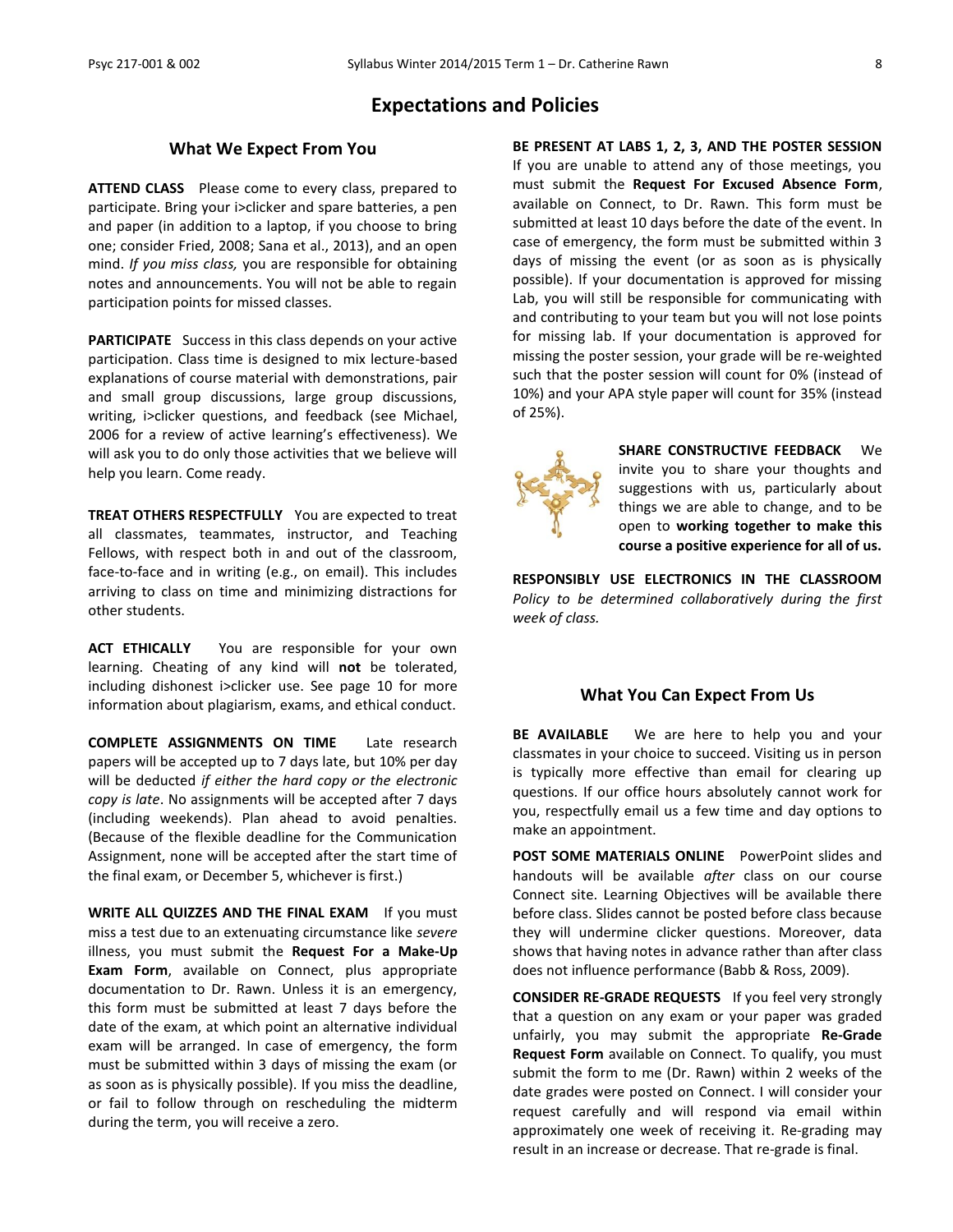# Expectations and Policies

## What We Expect From You

**ATTEND CLASS** Please come to every class, prepared to participate. Bring your i>clicker and spare batteries, a pen and paper (in addition to a laptop, if you choose to bring one; consider Fried, 2008; Sana et al., 2013), and an open mind. *If you miss class,* you are responsible for obtaining notes and announcements. You will not be able to regain participation points for missed classes.

**PARTICIPATE** Success in this class depends on your active participation. Class time is designed to mix lecture-based explanations of course material with demonstrations, pair and small group discussions, large group discussions, writing, i>clicker questions, and feedback (see Michael, 2006 for a review of active learning's effectiveness). We will ask you to do only those activities that we believe will help you learn. Come ready.

**TREAT OTHERS RESPECTFULLY** You are expected to treat all classmates, teammates, instructor, and Teaching Fellows, with respect both in and out of the classroom, face-to-face and in writing (e.g., on email). This includes arriving to class on time and minimizing distractions for other students.

**ACT ETHICALLY** You are responsible for your own learning. Cheating of any kind will **not** be tolerated, including dishonest i>clicker use. See page 10 for more information about plagiarism, exams, and ethical conduct.

**COMPLETE ASSIGNMENTS ON TIME** Late research papers will be accepted up to 7 days late, but 10% per day will be deducted *if either the hard copy or the electronic copy is late*. No assignments will be accepted after 7 days (including weekends). Plan ahead to avoid penalties. (Because of the flexible deadline for the Communication Assignment, none will be accepted after the start time of the final exam, or December 5, whichever is first.)

**WRITE ALL QUIZZES AND THE FINAL EXAM** If you must miss a test due to an extenuating circumstance like *severe* illness, you must submit the **Request For a Make-Up Exam Form**, available on Connect, plus appropriate documentation to Dr. Rawn. Unless it is an emergency, this form must be submitted at least 7 days before the date of the exam, at which point an alternative individual exam will be arranged. In case of emergency, the form must be submitted within 3 days of missing the exam (or as soon as is physically possible). If you miss the deadline, or fail to follow through on rescheduling the midterm during the term, you will receive a zero.

**BE PRESENT AT LABS 1, 2, 3, AND THE POSTER SESSION** If you are unable to attend any of those meetings, you must submit the **Request For Excused Absence Form**, available on Connect, to Dr. Rawn. This form must be submitted at least 10 days before the date of the event. In case of emergency, the form must be submitted within 3 days of missing the event (or as soon as is physically possible). If your documentation is approved for missing Lab, you will still be responsible for communicating with and contributing to your team but you will not lose points for missing lab. If your documentation is approved for missing the poster session, your grade will be re-weighted such that the poster session will count for 0% (instead of 10%) and your APA style paper will count for 35% (instead of 25%).

**SHARE CONSTRUCTIVE FEEDBACK** We invite you to share your thoughts and suggestions with us, particularly about things we are able to change, and to be open to **working together to make this course a positive experience for all of us.**

**RESPONSIBLY USE ELECTRONICS IN THE CLASSROOM** *Policy to be determined collaboratively during the first week of class.*

## What You Can Expect From Us

**BE AVAILABLE** We are here to help you and your classmates in your choice to succeed. Visiting us in person is typically more effective than email for clearing up questions. If our office hours absolutely cannot work for you, respectfully email us a few time and day options to make an appointment.

**POST SOME MATERIALS ONLINE** PowerPoint slides and handouts will be available *after* class on our course Connect site. Learning Objectives will be available there before class. Slides cannot be posted before class because they will undermine clicker questions. Moreover, data shows that having notes in advance rather than after class does not influence performance (Babb & Ross, 2009).

**CONSIDER RE-GRADE REQUESTS** If you feel very strongly that a question on any exam or your paper was graded unfairly, you may submit the appropriate **Re-Grade Request Form** available on Connect. To qualify, you must submit the form to me (Dr. Rawn) within 2 weeks of the date grades were posted on Connect. I will consider your request carefully and will respond via email within approximately one week of receiving it. Re-grading may result in an increase or decrease. That re-grade is final.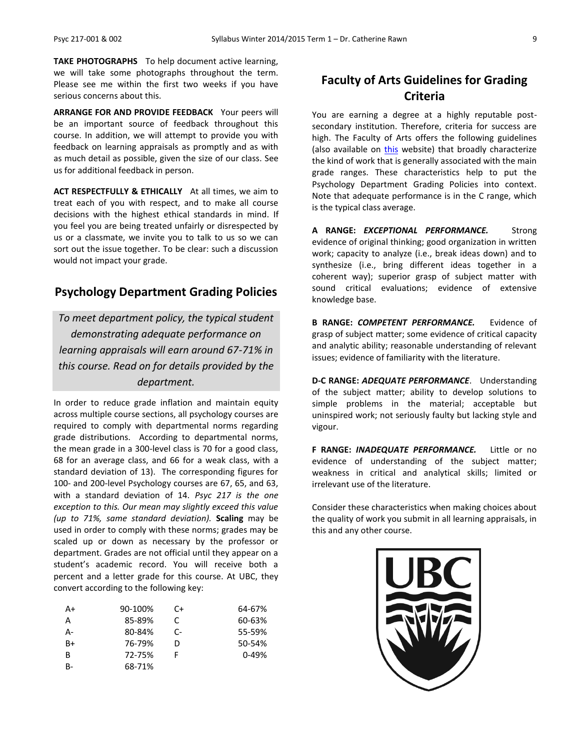**TAKE PHOTOGRAPHS** To help document active learning, we will take some photographs throughout the term. Please see me within the first two weeks if you have serious concerns about this.

**ARRANGE FOR AND PROVIDE FEEDBACK** Your peers will be an important source of feedback throughout this course. In addition, we will attempt to provide you with feedback on learning appraisals as promptly and as with as much detail as possible, given the size of our class. See us for additional feedback in person.

**ACT RESPECTFULLY & ETHICALLY** At all times, we aim to treat each of you with respect, and to make all course decisions with the highest ethical standards in mind. If you feel you are being treated unfairly or disrespected by us or a classmate, we invite you to talk to us so we can sort out the issue together. To be clear: such a discussion would not impact your grade.

## Psychology Department Grading Policies

*To meet department policy, the typical student demonstrating adequate performance on learning appraisals will earn around 67-71% in this course. Read on for details provided by the department.*

In order to reduce grade inflation and maintain equity across multiple course sections, all psychology courses are required to comply with departmental norms regarding grade distributions. According to departmental norms, the mean grade in a 300-level class is 70 for a good class, 68 for an average class, and 66 for a weak class, with a standard deviation of 13). The corresponding figures for 100- and 200-level Psychology courses are 67, 65, and 63, with a standard deviation of 14. *Psyc 217 is the one exception to this. Our mean may slightly exceed this value (up to 71%, same standard deviation).* **Scaling** may be used in order to comply with these norms; grades may be scaled up or down as necessary by the professor or department. Grades are not official until they appear on a student's academic record. You will receive both a percent and a letter grade for this course. At UBC, they convert according to the following key:

| | | | |
|---|---|---|---|
| A+ | 90-100% | C+ | 64-67% |
| A | 85-89% | C | 60-63% |
| A- | 80-84% | C- | 55-59% |
| B+ | 76-79% | D | 50-54% |
| B | 72-75% | F | 0-49% |
| B- | 68-71% | | |

## Faculty of Arts Guidelines for Grading Criteria

You are earning a degree at a highly reputable post-secondary institution. Therefore, criteria for success are high. The Faculty of Arts offers the following guidelines (also available on this website) that broadly characterize the kind of work that is generally associated with the main grade ranges. These characteristics help to put the Psychology Department Grading Policies into context. Note that adequate performance is in the C range, which is the typical class average.

**A RANGE: *EXCEPTIONAL PERFORMANCE.*** Strong evidence of original thinking; good organization in written work; capacity to analyze (i.e., break ideas down) and to synthesize (i.e., bring different ideas together in a coherent way); superior grasp of subject matter with sound critical evaluations; evidence of extensive knowledge base.

**B RANGE: *COMPETENT PERFORMANCE.*** Evidence of grasp of subject matter; some evidence of critical capacity and analytic ability; reasonable understanding of relevant issues; evidence of familiarity with the literature.

**D-C RANGE: *ADEQUATE PERFORMANCE*.** Understanding of the subject matter; ability to develop solutions to simple problems in the material; acceptable but uninspired work; not seriously faulty but lacking style and vigour.

**F RANGE: *INADEQUATE PERFORMANCE.*** Little or no evidence of understanding of the subject matter; weakness in critical and analytical skills; limited or irrelevant use of the literature.

Consider these characteristics when making choices about the quality of work you submit in all learning appraisals, in this and any other course.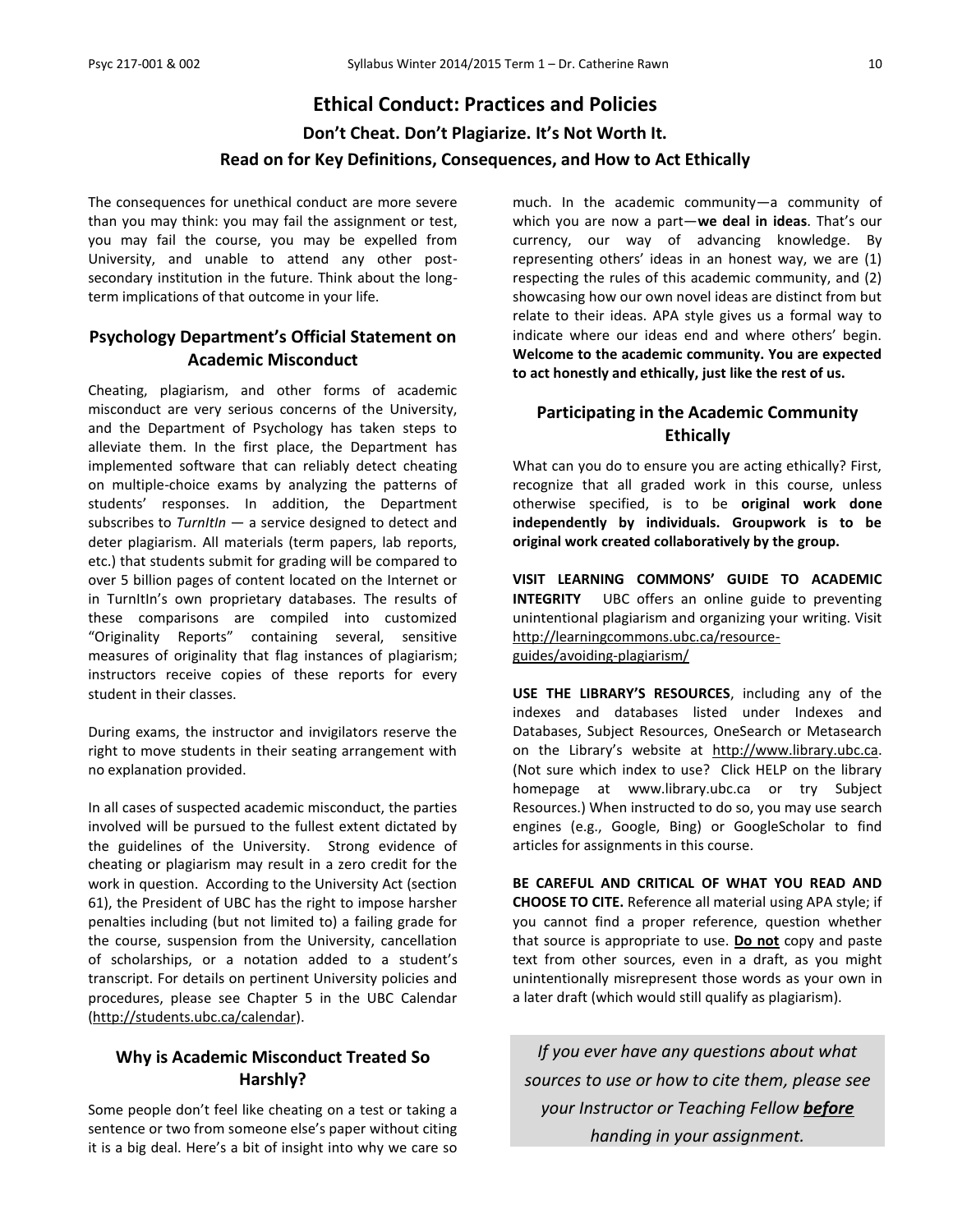# Ethical Conduct: Practices and Policies

## Don't Cheat. Don't Plagiarize. It's Not Worth It.

## Read on for Key Definitions, Consequences, and How to Act Ethically

The consequences for unethical conduct are more severe than you may think: you may fail the assignment or test, you may fail the course, you may be expelled from University, and unable to attend any other post-secondary institution in the future. Think about the long-term implications of that outcome in your life.

### Psychology Department's Official Statement on Academic Misconduct

Cheating, plagiarism, and other forms of academic misconduct are very serious concerns of the University, and the Department of Psychology has taken steps to alleviate them. In the first place, the Department has implemented software that can reliably detect cheating on multiple-choice exams by analyzing the patterns of students' responses. In addition, the Department subscribes to *TurnItIn* — a service designed to detect and deter plagiarism. All materials (term papers, lab reports, etc.) that students submit for grading will be compared to over 5 billion pages of content located on the Internet or in TurnItIn's own proprietary databases. The results of these comparisons are compiled into customized "Originality Reports" containing several, sensitive measures of originality that flag instances of plagiarism; instructors receive copies of these reports for every student in their classes.

During exams, the instructor and invigilators reserve the right to move students in their seating arrangement with no explanation provided.

In all cases of suspected academic misconduct, the parties involved will be pursued to the fullest extent dictated by the guidelines of the University. Strong evidence of cheating or plagiarism may result in a zero credit for the work in question. According to the University Act (section 61), the President of UBC has the right to impose harsher penalties including (but not limited to) a failing grade for the course, suspension from the University, cancellation of scholarships, or a notation added to a student's transcript. For details on pertinent University policies and procedures, please see Chapter 5 in the UBC Calendar (http://students.ubc.ca/calendar).

### Why is Academic Misconduct Treated So Harshly?

Some people don't feel like cheating on a test or taking a sentence or two from someone else's paper without citing it is a big deal. Here's a bit of insight into why we care so much. In the academic community—a community of which you are now a part—**we deal in ideas**. That's our currency, our way of advancing knowledge. By representing others' ideas in an honest way, we are (1) respecting the rules of this academic community, and (2) showcasing how our own novel ideas are distinct from but relate to their ideas. APA style gives us a formal way to indicate where our ideas end and where others' begin. **Welcome to the academic community. You are expected to act honestly and ethically, just like the rest of us.**

### Participating in the Academic Community Ethically

What can you do to ensure you are acting ethically? First, recognize that all graded work in this course, unless otherwise specified, is to be **original work done independently by individuals. Groupwork is to be original work created collaboratively by the group.**

**VISIT LEARNING COMMONS' GUIDE TO ACADEMIC INTEGRITY** UBC offers an online guide to preventing unintentional plagiarism and organizing your writing. Visit http://learningcommons.ubc.ca/resource-guides/avoiding-plagiarism/

**USE THE LIBRARY'S RESOURCES**, including any of the indexes and databases listed under Indexes and Databases, Subject Resources, OneSearch or Metasearch on the Library's website at http://www.library.ubc.ca. (Not sure which index to use? Click HELP on the library homepage at www.library.ubc.ca or try Subject Resources.) When instructed to do so, you may use search engines (e.g., Google, Bing) or GoogleScholar to find articles for assignments in this course.

**BE CAREFUL AND CRITICAL OF WHAT YOU READ AND CHOOSE TO CITE.** Reference all material using APA style; if you cannot find a proper reference, question whether that source is appropriate to use. **Do not** copy and paste text from other sources, even in a draft, as you might unintentionally misrepresent those words as your own in a later draft (which would still qualify as plagiarism).

*If you ever have any questions about what sources to use or how to cite them, please see your Instructor or Teaching Fellow **before** handing in your assignment.*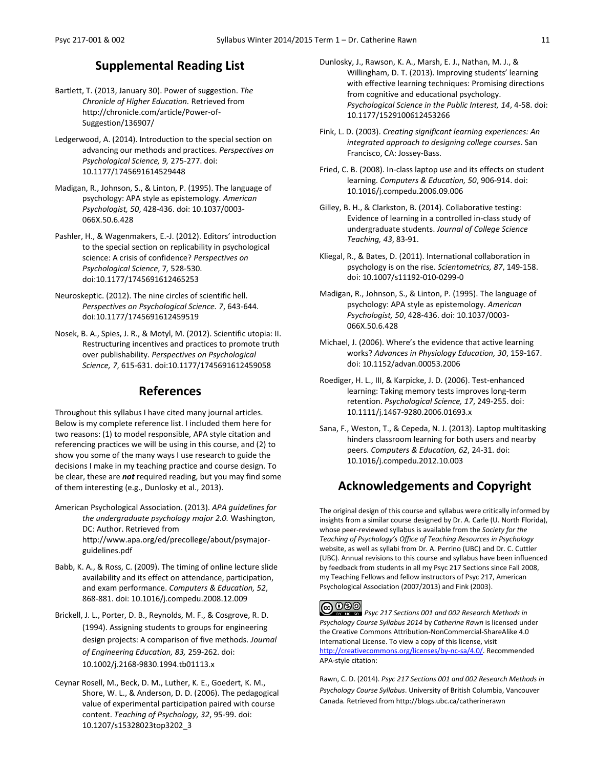## Supplemental Reading List

Bartlett, T. (2013, January 30). Power of suggestion. *The Chronicle of Higher Education.* Retrieved from http://chronicle.com/article/Power-of-Suggestion/136907/

Ledgerwood, A. (2014). Introduction to the special section on advancing our methods and practices. *Perspectives on Psychological Science, 9,* 275-277. doi: 10.1177/1745691614529448

Madigan, R., Johnson, S., & Linton, P. (1995). The language of psychology: APA style as epistemology. *American Psychologist, 50*, 428-436. doi: 10.1037/0003-066X.50.6.428

Pashler, H., & Wagenmakers, E.-J. (2012). Editors' introduction to the special section on replicability in psychological science: A crisis of confidence? *Perspectives on Psychological Science*, 7*,* 528-530. doi:10.1177/1745691612465253

Neuroskeptic. (2012). The nine circles of scientific hell. *Perspectives on Psychological Science. 7*, 643-644. doi:10.1177/1745691612459519

Nosek, B. A., Spies, J. R., & Motyl, M. (2012). Scientific utopia: II. Restructuring incentives and practices to promote truth over publishability. *Perspectives on Psychological Science, 7*, 615-631. doi:10.1177/1745691612459058

## References

Throughout this syllabus I have cited many journal articles. Below is my complete reference list. I included them here for two reasons: (1) to model responsible, APA style citation and referencing practices we will be using in this course, and (2) to show you some of the many ways I use research to guide the decisions I make in my teaching practice and course design. To be clear, these are ***not*** required reading, but you may find some of them interesting (e.g., Dunlosky et al., 2013).

American Psychological Association. (2013). *APA guidelines for the undergraduate psychology major 2.0.* Washington, DC: Author. Retrieved from http://www.apa.org/ed/precollege/about/psymajor-guidelines.pdf

Babb, K. A., & Ross, C. (2009). The timing of online lecture slide availability and its effect on attendance, participation, and exam performance. *Computers & Education, 52*, 868-881. doi: 10.1016/j.compedu.2008.12.009

Brickell, J. L., Porter, D. B., Reynolds, M. F., & Cosgrove, R. D. (1994). Assigning students to groups for engineering design projects: A comparison of five methods. *Journal of Engineering Education, 83,* 259-262. doi: 10.1002/j.2168-9830.1994.tb01113.x

Ceynar Rosell, M., Beck, D. M., Luther, K. E., Goedert, K. M., Shore, W. L., & Anderson, D. D. (2006). The pedagogical value of experimental participation paired with course content. *Teaching of Psychology, 32*, 95-99. doi: 10.1207/s15328023top3202_3

Dunlosky, J., Rawson, K. A., Marsh, E. J., Nathan, M. J., & Willingham, D. T. (2013). Improving students' learning with effective learning techniques: Promising directions from cognitive and educational psychology. *Psychological Science in the Public Interest, 14*, 4-58. doi: 10.1177/1529100612453266

Fink, L. D. (2003). *Creating significant learning experiences: An integrated approach to designing college courses*. San Francisco, CA: Jossey-Bass.

Fried, C. B. (2008). In-class laptop use and its effects on student learning. *Computers & Education, 50*, 906-914. doi: 10.1016/j.compedu.2006.09.006

Gilley, B. H., & Clarkston, B. (2014). Collaborative testing: Evidence of learning in a controlled in-class study of undergraduate students. *Journal of College Science Teaching, 43*, 83-91.

Kliegal, R., & Bates, D. (2011). International collaboration in psychology is on the rise. *Scientometrics, 87*, 149-158. doi: 10.1007/s11192-010-0299-0

Madigan, R., Johnson, S., & Linton, P. (1995). The language of psychology: APA style as epistemology. *American Psychologist, 50*, 428-436. doi: 10.1037/0003-066X.50.6.428

Michael, J. (2006). Where's the evidence that active learning works? *Advances in Physiology Education, 30*, 159-167. doi: 10.1152/advan.00053.2006

Roediger, H. L., III, & Karpicke, J. D. (2006). Test-enhanced learning: Taking memory tests improves long-term retention. *Psychological Science, 17*, 249-255. doi: 10.1111/j.1467-9280.2006.01693.x

Sana, F., Weston, T., & Cepeda, N. J. (2013). Laptop multitasking hinders classroom learning for both users and nearby peers. *Computers & Education, 62*, 24-31. doi: 10.1016/j.compedu.2012.10.003

## Acknowledgements and Copyright

The original design of this course and syllabus were critically informed by insights from a similar course designed by Dr. A. Carle (U. North Florida), whose peer-reviewed syllabus is available from the *Society for the Teaching of Psychology's Office of Teaching Resources in Psychology* website, as well as syllabi from Dr. A. Perrino (UBC) and Dr. C. Cuttler (UBC). Annual revisions to this course and syllabus have been influenced by feedback from students in all my Psyc 217 Sections since Fall 2008, my Teaching Fellows and fellow instructors of Psyc 217, American Psychological Association (2007/2013) and Fink (2003).

*Psyc 217 Sections 001 and 002 Research Methods in Psychology Course Syllabus 2014* by *Catherine Rawn* is licensed under the Creative Commons Attribution-NonCommercial-ShareAlike 4.0 International License. To view a copy of this license, visit http://creativecommons.org/licenses/by-nc-sa/4.0/. Recommended APA-style citation:

Rawn, C. D. (2014). *Psyc 217 Sections 001 and 002 Research Methods in Psychology Course Syllabus*. University of British Columbia, Vancouver Canada*.* Retrieved from http://blogs.ubc.ca/catherinerawn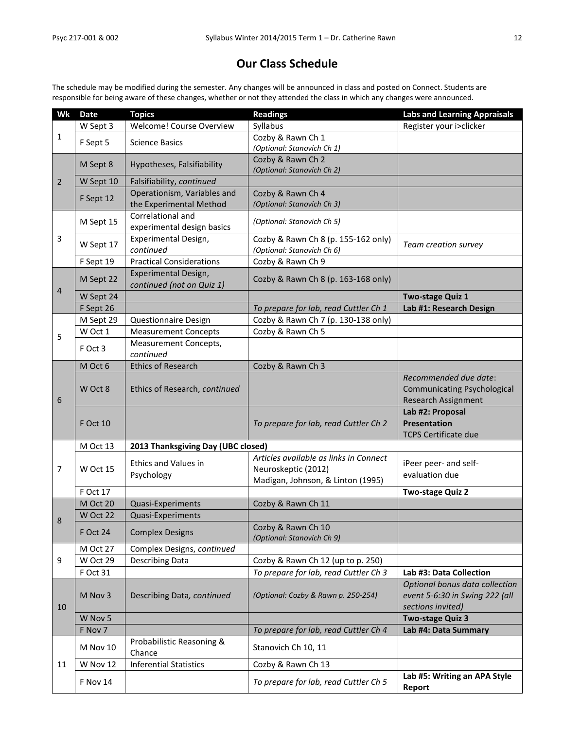# Our Class Schedule

The schedule may be modified during the semester. Any changes will be announced in class and posted on Connect. Students are responsible for being aware of these changes, whether or not they attended the class in which any changes were announced.

| Wk | Date | Topics | Readings | Labs and Learning Appraisals |
|---|---|---|---|---|
| 1 | W Sept 3 | Welcome! Course Overview | Syllabus | Register your i>clicker |
| | F Sept 5 | Science Basics | Cozby & Rawn Ch 1 *(Optional: Stanovich Ch 1)* | |
| 2 | M Sept 8 | Hypotheses, Falsifiability | Cozby & Rawn Ch 2 *(Optional: Stanovich Ch 2)* | |
| | W Sept 10 | Falsifiability, *continued* | | |
| | F Sept 12 | Operationism, Variables and the Experimental Method | Cozby & Rawn Ch 4 *(Optional: Stanovich Ch 3)* | |
| 3 | M Sept 15 | Correlational and experimental design basics | *(Optional: Stanovich Ch 5)* | |
| | W Sept 17 | Experimental Design, *continued* | Cozby & Rawn Ch 8 (p. 155-162 only) *(Optional: Stanovich Ch 6)* | *Team creation survey* |
| | F Sept 19 | Practical Considerations | Cozby & Rawn Ch 9 | |
| 4 | M Sept 22 | Experimental Design, *continued (not on Quiz 1)* | Cozby & Rawn Ch 8 (p. 163-168 only) | |
| | W Sept 24 | | | **Two-stage Quiz 1** |
| | F Sept 26 | | *To prepare for lab, read Cuttler Ch 1* | **Lab #1: Research Design** |
| 5 | M Sept 29 | Questionnaire Design | Cozby & Rawn Ch 7 (p. 130-138 only) | |
| | W Oct 1 | Measurement Concepts | Cozby & Rawn Ch 5 | |
| | F Oct 3 | Measurement Concepts, *continued* | | |
| 6 | M Oct 6 | Ethics of Research | Cozby & Rawn Ch 3 | |
| | W Oct 8 | Ethics of Research, *continued* | | *Recommended due date*: Communicating Psychological Research Assignment |
| | F Oct 10 | | *To prepare for lab, read Cuttler Ch 2* | **Lab #2: Proposal Presentation** TCPS Certificate due |
| 7 | M Oct 13 | **2013 Thanksgiving Day (UBC closed)** | | |
| | W Oct 15 | Ethics and Values in Psychology | *Articles available as links in Connect* Neuroskeptic (2012) Madigan, Johnson, & Linton (1995) | iPeer peer- and self-evaluation due |
| | F Oct 17 | | | **Two-stage Quiz 2** |
| 8 | M Oct 20 | Quasi-Experiments | Cozby & Rawn Ch 11 | |
| | W Oct 22 | Quasi-Experiments | | |
| | F Oct 24 | Complex Designs | Cozby & Rawn Ch 10 *(Optional: Stanovich Ch 9)* | |
| 9 | M Oct 27 | Complex Designs, *continued* | | |
| | W Oct 29 | Describing Data | Cozby & Rawn Ch 12 (up to p. 250) | |
| | F Oct 31 | | *To prepare for lab, read Cuttler Ch 3* | **Lab #3: Data Collection** |
| 10 | M Nov 3 | Describing Data, *continued* | *(Optional: Cozby & Rawn p. 250-254)* | *Optional bonus data collection event 5-6:30 in Swing 222 (all sections invited)* |
| | W Nov 5 | | | **Two-stage Quiz 3** |
| | F Nov 7 | | *To prepare for lab, read Cuttler Ch 4* | **Lab #4: Data Summary** |
| 11 | M Nov 10 | Probabilistic Reasoning & Chance | Stanovich Ch 10, 11 | |
| | W Nov 12 | Inferential Statistics | Cozby & Rawn Ch 13 | |
| | F Nov 14 | | *To prepare for lab, read Cuttler Ch 5* | **Lab #5: Writing an APA Style Report** |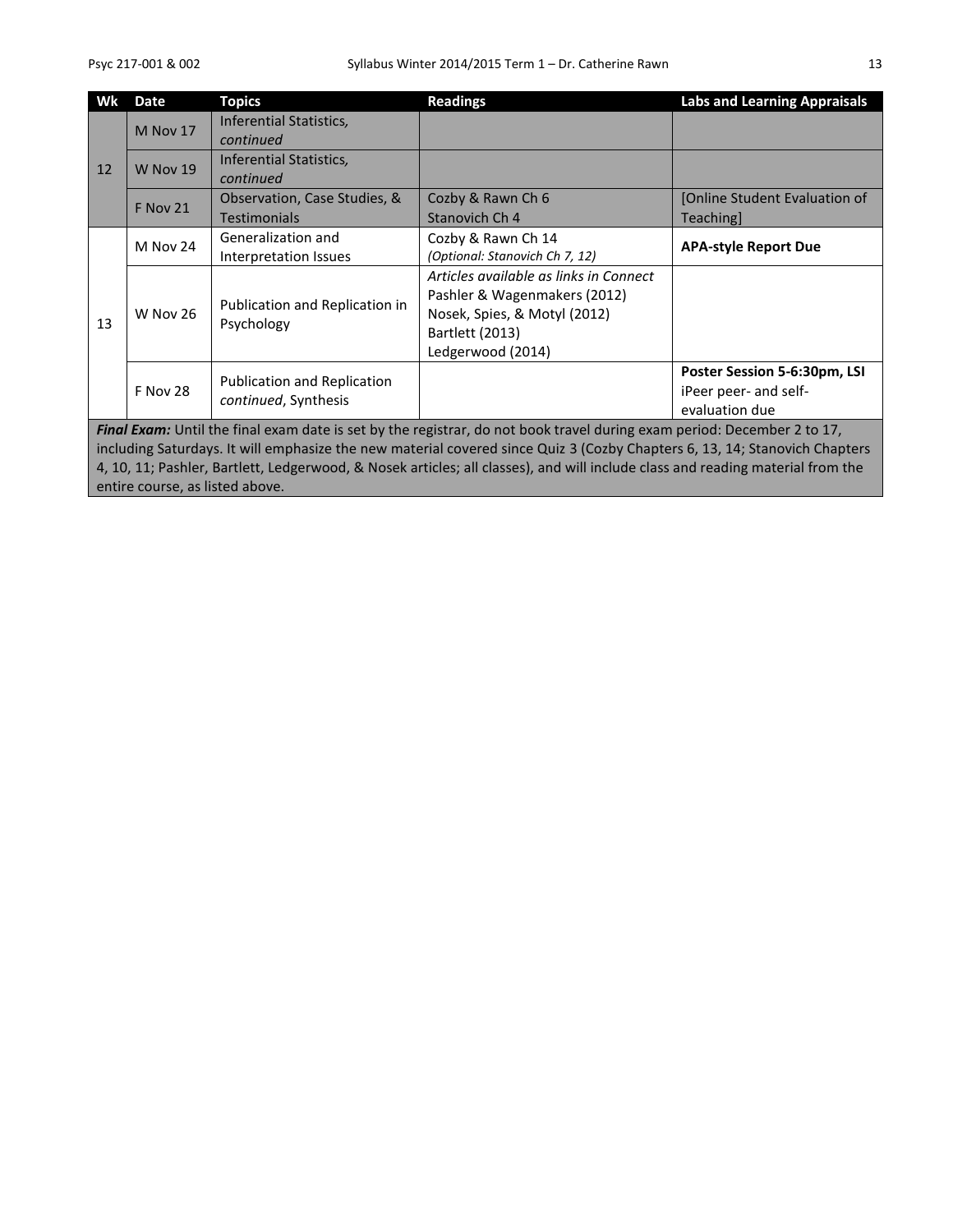| Wk | Date | Topics | Readings | Labs and Learning Appraisals |
|---|---|---|---|---|
| 12 | M Nov 17 | Inferential Statistics, *continued* | | |
| | W Nov 19 | Inferential Statistics, *continued* | | |
| | F Nov 21 | Observation, Case Studies, & Testimonials | Cozby & Rawn Ch 6<br>Stanovich Ch 4 | [Online Student Evaluation of Teaching] |
| 13 | M Nov 24 | Generalization and Interpretation Issues | Cozby & Rawn Ch 14<br>*(Optional: Stanovich Ch 7, 12)* | **APA-style Report Due** |
| | W Nov 26 | Publication and Replication in Psychology | *Articles available as links in Connect*<br>Pashler & Wagenmakers (2012)<br>Nosek, Spies, & Motyl (2012)<br>Bartlett (2013)<br>Ledgerwood (2014) | |
| | F Nov 28 | Publication and Replication *continued*, Synthesis | | **Poster Session 5-6:30pm, LSI**<br>iPeer peer- and self-evaluation due |

***Final Exam:*** Until the final exam date is set by the registrar, do not book travel during exam period: December 2 to 17, including Saturdays. It will emphasize the new material covered since Quiz 3 (Cozby Chapters 6, 13, 14; Stanovich Chapters 4, 10, 11; Pashler, Bartlett, Ledgerwood, & Nosek articles; all classes), and will include class and reading material from the entire course, as listed above.